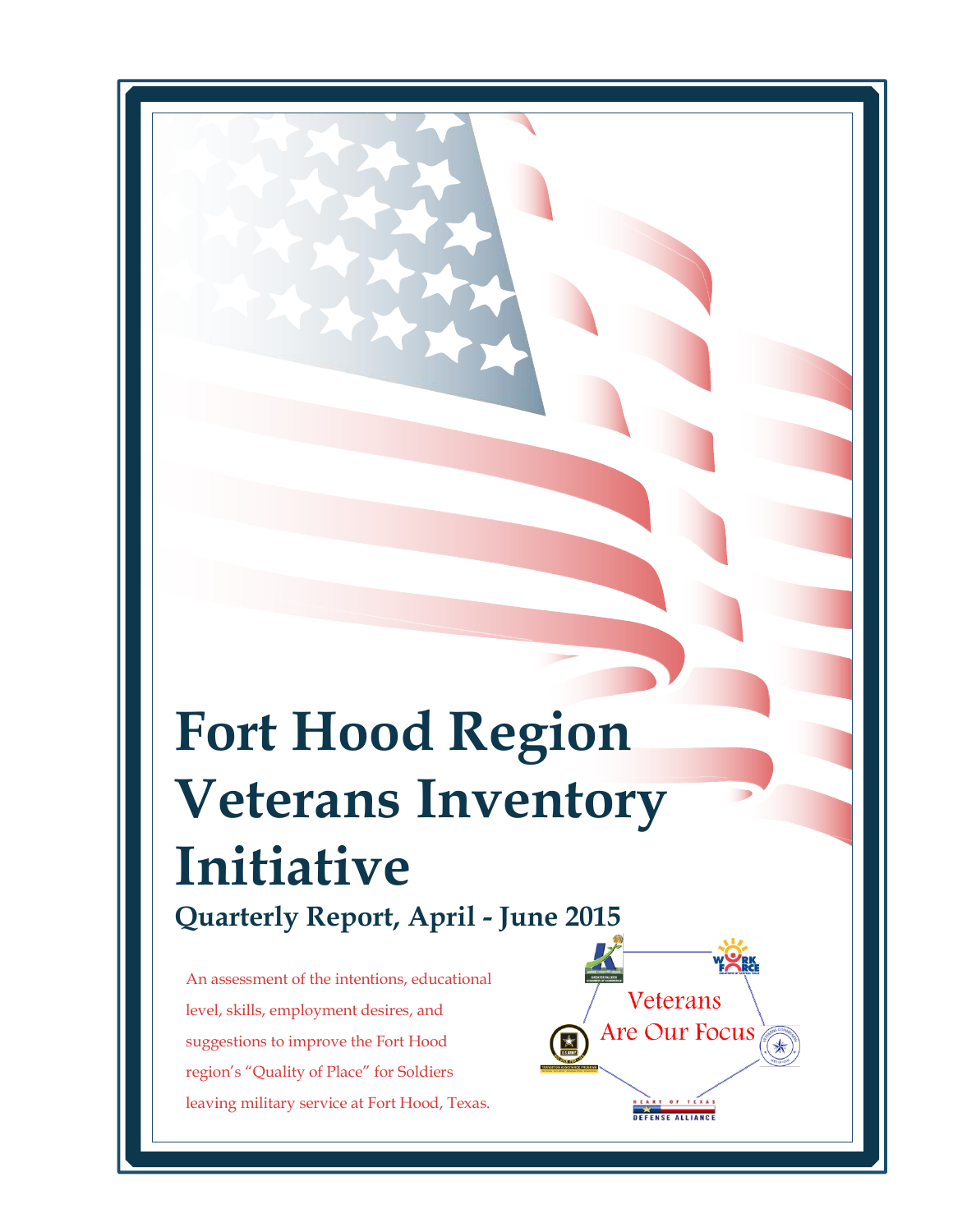# Fort Hood Region Veterans Inventory Initiative

## Quarterly Report, April - June 2015

An assessment of the intentions, educational level, skills, employment desires, and suggestions to improve the Fort Hood region's "Quality of Place" for Soldiers leaving military service at Fort Hood, Texas.

Veterans Are Our Focus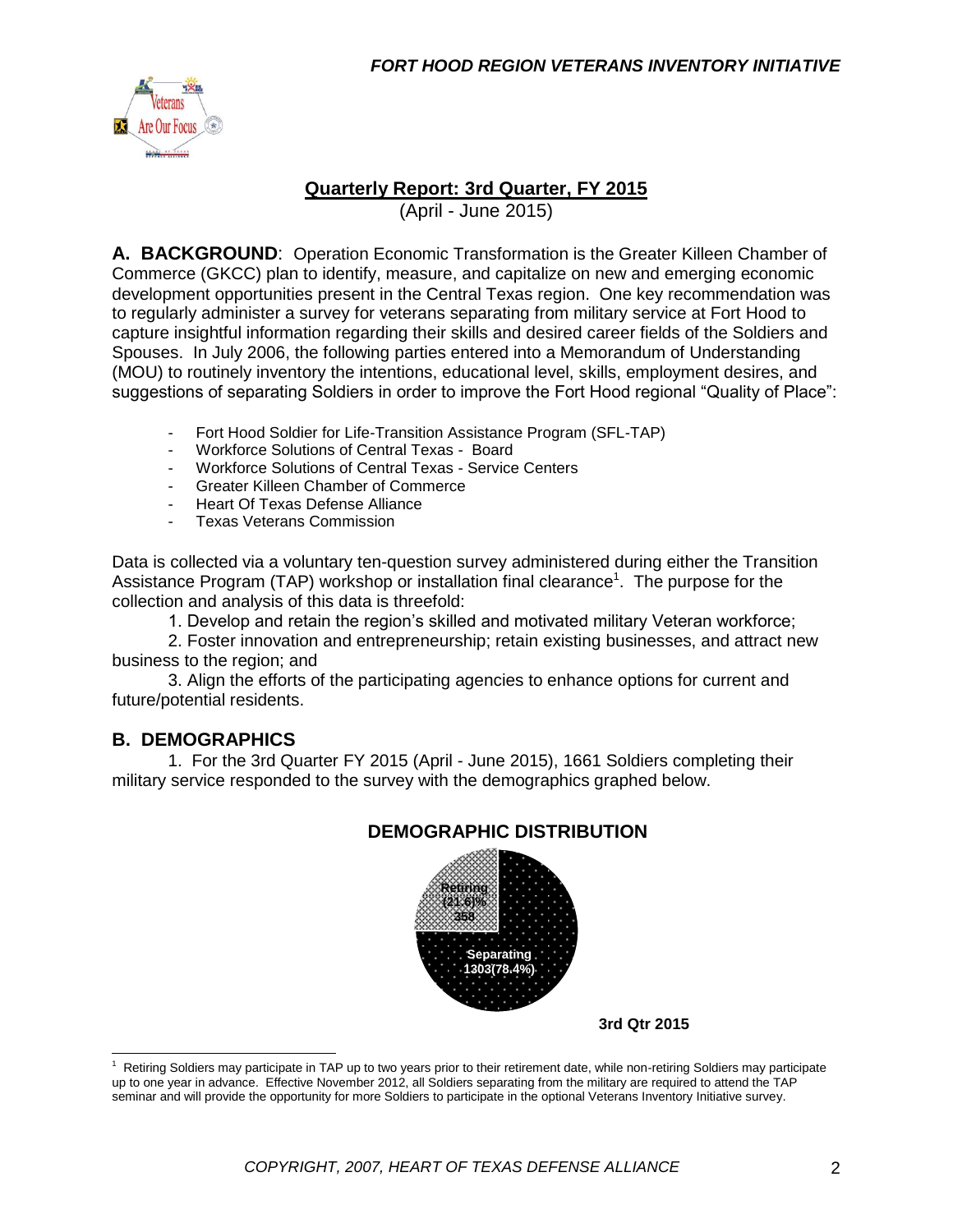## Quarterly Report: 3rd Quarter, FY 2015

(April - June 2015)

**A. BACKGROUND**: Operation Economic Transformation is the Greater Killeen Chamber of Commerce (GKCC) plan to identify, measure, and capitalize on new and emerging economic development opportunities present in the Central Texas region. One key recommendation was to regularly administer a survey for veterans separating from military service at Fort Hood to capture insightful information regarding their skills and desired career fields of the Soldiers and Spouses. In July 2006, the following parties entered into a Memorandum of Understanding (MOU) to routinely inventory the intentions, educational level, skills, employment desires, and suggestions of separating Soldiers in order to improve the Fort Hood regional "Quality of Place":

- Fort Hood Soldier for Life-Transition Assistance Program (SFL-TAP)
- Workforce Solutions of Central Texas - Board
- Workforce Solutions of Central Texas - Service Centers
- Greater Killeen Chamber of Commerce
- Heart Of Texas Defense Alliance
- Texas Veterans Commission

Data is collected via a voluntary ten-question survey administered during either the Transition Assistance Program (TAP) workshop or installation final clearance[1]. The purpose for the collection and analysis of this data is threefold:

1. Develop and retain the region's skilled and motivated military Veteran workforce;
2. Foster innovation and entrepreneurship; retain existing businesses, and attract new business to the region; and
3. Align the efforts of the participating agencies to enhance options for current and future/potential residents.

**B. DEMOGRAPHICS**

1. For the 3rd Quarter FY 2015 (April - June 2015), 1661 Soldiers completing their military service responded to the survey with the demographics graphed below.

**DEMOGRAPHIC DISTRIBUTION**

Retiring (21.6)% 358

Separating 1303(78.4%)

3rd Qtr 2015

[1] Retiring Soldiers may participate in TAP up to two years prior to their retirement date, while non-retiring Soldiers may participate up to one year in advance. Effective November 2012, all Soldiers separating from the military are required to attend the TAP seminar and will provide the opportunity for more Soldiers to participate in the optional Veterans Inventory Initiative survey.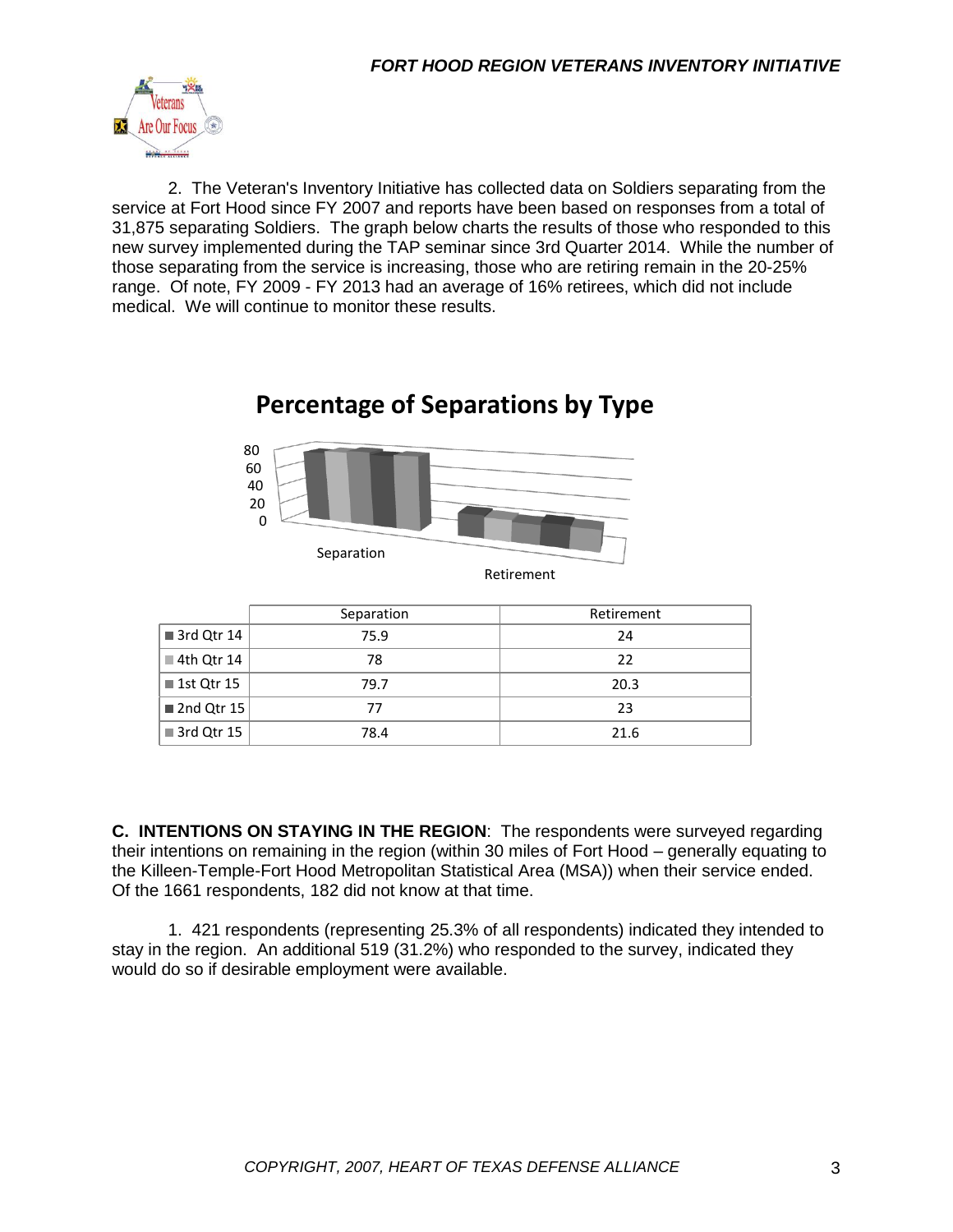2. The Veteran's Inventory Initiative has collected data on Soldiers separating from the service at Fort Hood since FY 2007 and reports have been based on responses from a total of 31,875 separating Soldiers. The graph below charts the results of those who responded to this new survey implemented during the TAP seminar since 3rd Quarter 2014. While the number of those separating from the service is increasing, those who are retiring remain in the 20-25% range. Of note, FY 2009 - FY 2013 had an average of 16% retirees, which did not include medical. We will continue to monitor these results.

**Percentage of Separations by Type**

80
60
40
20
0

Separation
Retirement

| | Separation | Retirement |
|---|---|---|
| 3rd Qtr 14 | 75.9 | 24 |
| 4th Qtr 14 | 78 | 22 |
| 1st Qtr 15 | 79.7 | 20.3 |
| 2nd Qtr 15 | 77 | 23 |
| 3rd Qtr 15 | 78.4 | 21.6 |

**C. INTENTIONS ON STAYING IN THE REGION**: The respondents were surveyed regarding their intentions on remaining in the region (within 30 miles of Fort Hood – generally equating to the Killeen-Temple-Fort Hood Metropolitan Statistical Area (MSA)) when their service ended. Of the 1661 respondents, 182 did not know at that time.

1. 421 respondents (representing 25.3% of all respondents) indicated they intended to stay in the region. An additional 519 (31.2%) who responded to the survey, indicated they would do so if desirable employment were available.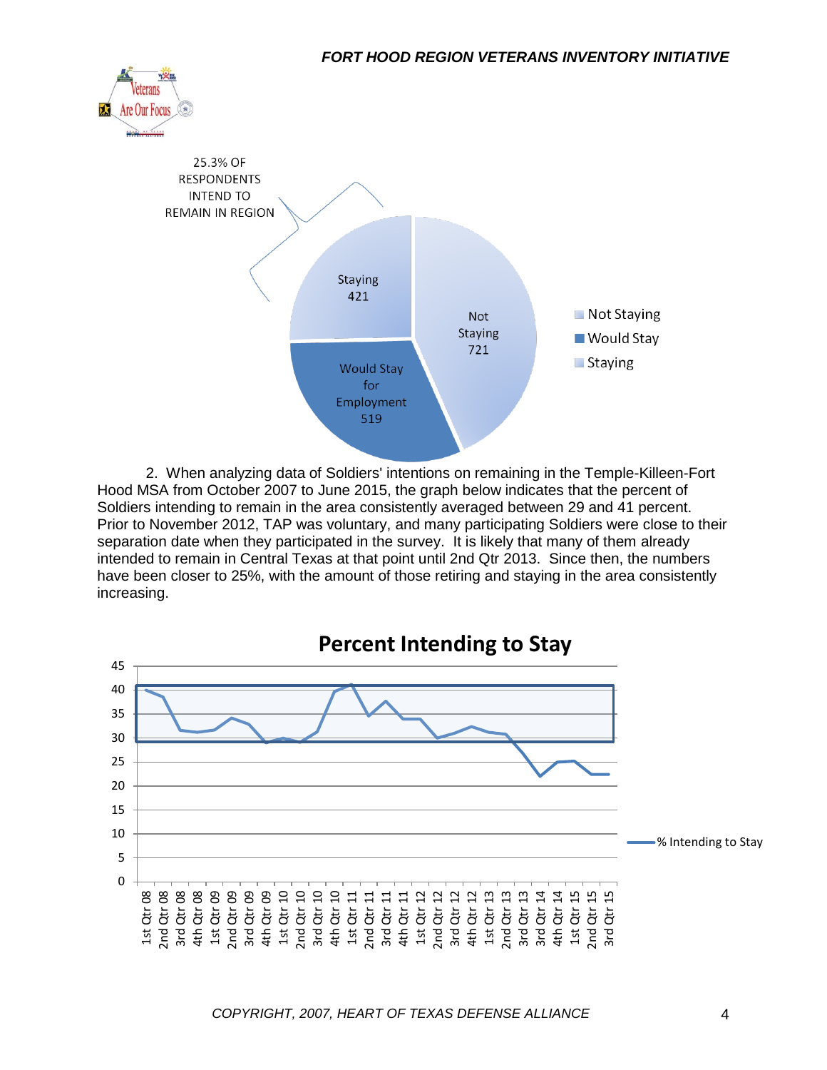25.3% OF RESPONDENTS INTEND TO REMAIN IN REGION

Staying 421

Not Staying 721

Would Stay for Employment 519

Not Staying
Would Stay
Staying

2. When analyzing data of Soldiers' intentions on remaining in the Temple-Killeen-Fort Hood MSA from October 2007 to June 2015, the graph below indicates that the percent of Soldiers intending to remain in the area consistently averaged between 29 and 41 percent. Prior to November 2012, TAP was voluntary, and many participating Soldiers were close to their separation date when they participated in the survey. It is likely that many of them already intended to remain in Central Texas at that point until 2nd Qtr 2013. Since then, the numbers have been closer to 25%, with the amount of those retiring and staying in the area consistently increasing.

**Percent Intending to Stay**

45
40
35
30
25
20
15
10
5
0

1st Qtr 08, 2nd Qtr 08, 3rd Qtr 08, 4th Qtr 08, 1st Qtr 09, 2nd Qtr 09, 3rd Qtr 09, 4th Qtr 09, 1st Qtr 10, 2nd Qtr 10, 3rd Qtr 10, 4th Qtr 10, 1st Qtr 11, 2nd Qtr 11, 3rd Qtr 11, 4th Qtr 11, 1st Qtr 12, 2nd Qtr 12, 3rd Qtr 12, 4th Qtr 12, 1st Qtr 13, 2nd Qtr 13, 3rd Qtr 13, 3rd Qtr 14, 4th Qtr 14, 1st Qtr 15, 2nd Qtr 15, 3rd Qtr 15

% Intending to Stay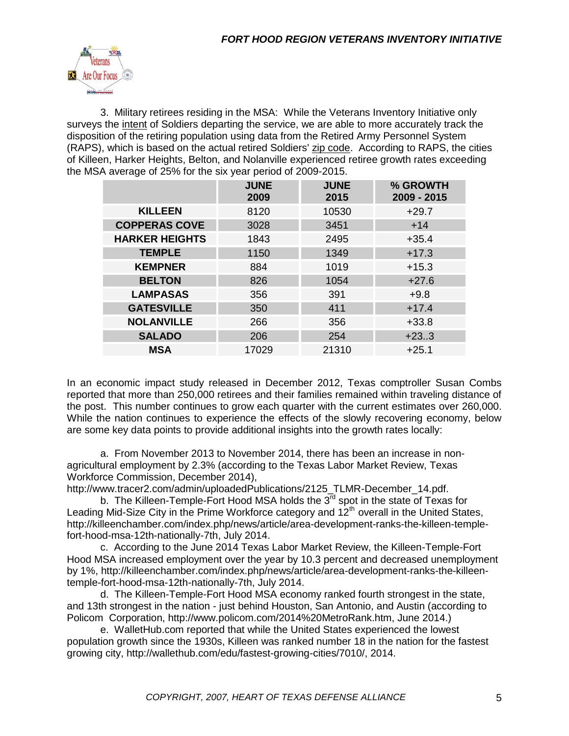3. Military retirees residing in the MSA: While the Veterans Inventory Initiative only surveys the intent of Soldiers departing the service, we are able to more accurately track the disposition of the retiring population using data from the Retired Army Personnel System (RAPS), which is based on the actual retired Soldiers' zip code. According to RAPS, the cities of Killeen, Harker Heights, Belton, and Nolanville experienced retiree growth rates exceeding the MSA average of 25% for the six year period of 2009-2015.

| | JUNE 2009 | JUNE 2015 | % GROWTH 2009 - 2015 |
|---|---|---|---|
| KILLEEN | 8120 | 10530 | +29.7 |
| COPPERAS COVE | 3028 | 3451 | +14 |
| HARKER HEIGHTS | 1843 | 2495 | +35.4 |
| TEMPLE | 1150 | 1349 | +17.3 |
| KEMPNER | 884 | 1019 | +15.3 |
| BELTON | 826 | 1054 | +27.6 |
| LAMPASAS | 356 | 391 | +9.8 |
| GATESVILLE | 350 | 411 | +17.4 |
| NOLANVILLE | 266 | 356 | +33.8 |
| SALADO | 206 | 254 | +23..3 |
| MSA | 17029 | 21310 | +25.1 |

In an economic impact study released in December 2012, Texas comptroller Susan Combs reported that more than 250,000 retirees and their families remained within traveling distance of the post. This number continues to grow each quarter with the current estimates over 260,000. While the nation continues to experience the effects of the slowly recovering economy, below are some key data points to provide additional insights into the growth rates locally:

a. From November 2013 to November 2014, there has been an increase in non-agricultural employment by 2.3% (according to the Texas Labor Market Review, Texas Workforce Commission, December 2014), http://www.tracer2.com/admin/uploadedPublications/2125_TLMR-December_14.pdf.

b. The Killeen-Temple-Fort Hood MSA holds the 3rd spot in the state of Texas for Leading Mid-Size City in the Prime Workforce category and 12th overall in the United States, http://killeenchamber.com/index.php/news/article/area-development-ranks-the-killeen-temple-fort-hood-msa-12th-nationally-7th, July 2014.

c. According to the June 2014 Texas Labor Market Review, the Killeen-Temple-Fort Hood MSA increased employment over the year by 10.3 percent and decreased unemployment by 1%, http://killeenchamber.com/index.php/news/article/area-development-ranks-the-killeen-temple-fort-hood-msa-12th-nationally-7th, July 2014.

d. The Killeen-Temple-Fort Hood MSA economy ranked fourth strongest in the state, and 13th strongest in the nation - just behind Houston, San Antonio, and Austin (according to Policom Corporation, http://www.policom.com/2014%20MetroRank.htm, June 2014.)

e. WalletHub.com reported that while the United States experienced the lowest population growth since the 1930s, Killeen was ranked number 18 in the nation for the fastest growing city, http://wallethub.com/edu/fastest-growing-cities/7010/, 2014.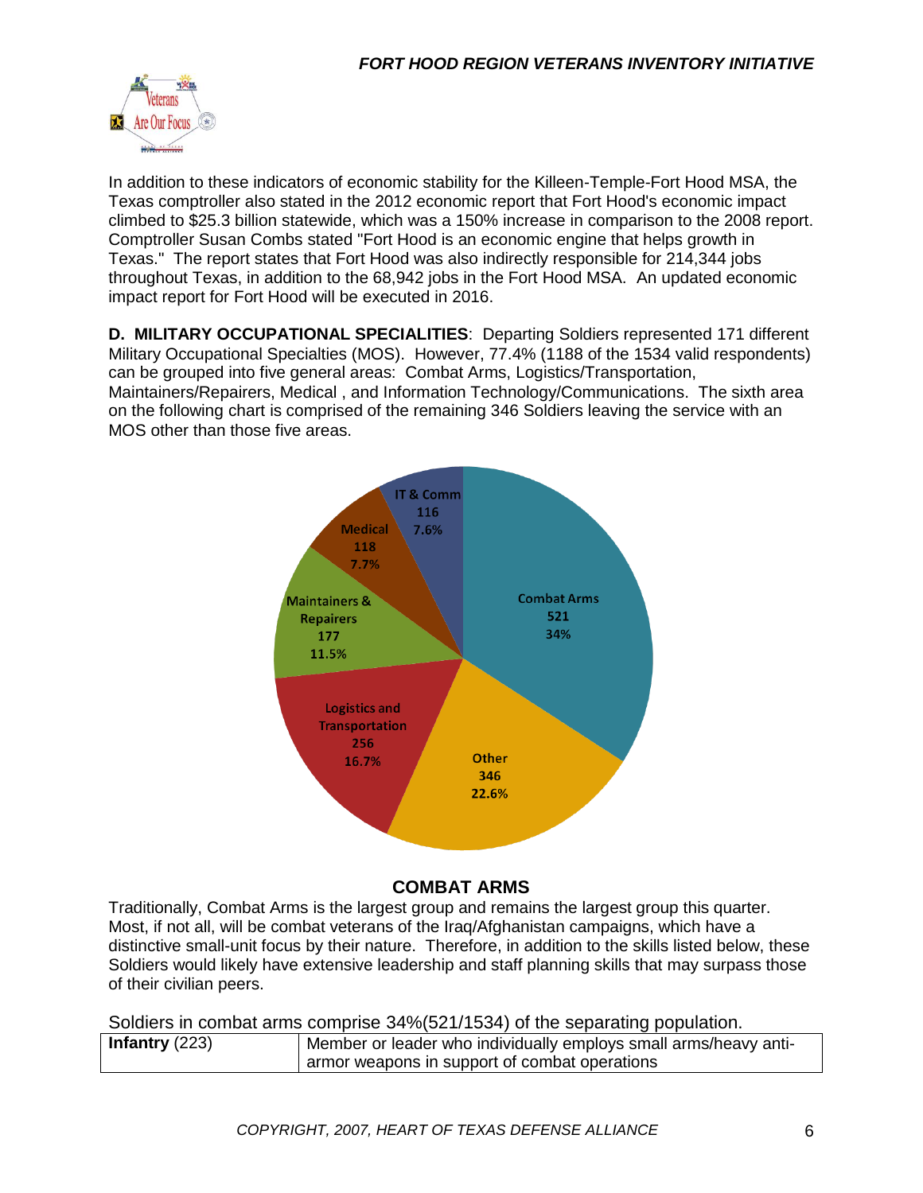In addition to these indicators of economic stability for the Killeen-Temple-Fort Hood MSA, the Texas comptroller also stated in the 2012 economic report that Fort Hood's economic impact climbed to $25.3 billion statewide, which was a 150% increase in comparison to the 2008 report. Comptroller Susan Combs stated "Fort Hood is an economic engine that helps growth in Texas." The report states that Fort Hood was also indirectly responsible for 214,344 jobs throughout Texas, in addition to the 68,942 jobs in the Fort Hood MSA. An updated economic impact report for Fort Hood will be executed in 2016.

**D. MILITARY OCCUPATIONAL SPECIALITIES**: Departing Soldiers represented 171 different Military Occupational Specialties (MOS). However, 77.4% (1188 of the 1534 valid respondents) can be grouped into five general areas: Combat Arms, Logistics/Transportation, Maintainers/Repairers, Medical , and Information Technology/Communications. The sixth area on the following chart is comprised of the remaining 346 Soldiers leaving the service with an MOS other than those five areas.

IT & Comm
116
7.6%

Medical
118
7.7%

Maintainers & Repairers
177
11.5%

Logistics and Transportation
256
16.7%

Other
346
22.6%

Combat Arms
521
34%

## COMBAT ARMS

Traditionally, Combat Arms is the largest group and remains the largest group this quarter. Most, if not all, will be combat veterans of the Iraq/Afghanistan campaigns, which have a distinctive small-unit focus by their nature. Therefore, in addition to the skills listed below, these Soldiers would likely have extensive leadership and staff planning skills that may surpass those of their civilian peers.

Soldiers in combat arms comprise 34%(521/1534) of the separating population.

| | |
|---|---|
| **Infantry** (223) | Member or leader who individually employs small arms/heavy anti-armor weapons in support of combat operations |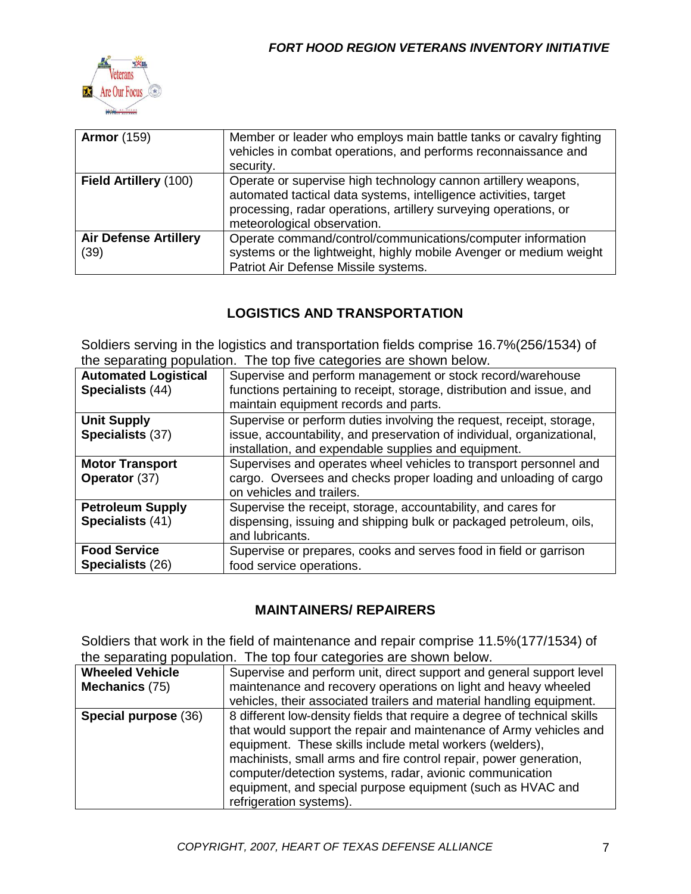| | |
|---|---|
| **Armor** (159) | Member or leader who employs main battle tanks or cavalry fighting vehicles in combat operations, and performs reconnaissance and security. |
| **Field Artillery** (100) | Operate or supervise high technology cannon artillery weapons, automated tactical data systems, intelligence activities, target processing, radar operations, artillery surveying operations, or meteorological observation. |
| **Air Defense Artillery** (39) | Operate command/control/communications/computer information systems or the lightweight, highly mobile Avenger or medium weight Patriot Air Defense Missile systems. |

## LOGISTICS AND TRANSPORTATION

Soldiers serving in the logistics and transportation fields comprise 16.7%(256/1534) of the separating population. The top five categories are shown below.

| | |
|---|---|
| **Automated Logistical Specialists** (44) | Supervise and perform management or stock record/warehouse functions pertaining to receipt, storage, distribution and issue, and maintain equipment records and parts. |
| **Unit Supply Specialists** (37) | Supervise or perform duties involving the request, receipt, storage, issue, accountability, and preservation of individual, organizational, installation, and expendable supplies and equipment. |
| **Motor Transport Operator** (37) | Supervises and operates wheel vehicles to transport personnel and cargo. Oversees and checks proper loading and unloading of cargo on vehicles and trailers. |
| **Petroleum Supply Specialists** (41) | Supervise the receipt, storage, accountability, and cares for dispensing, issuing and shipping bulk or packaged petroleum, oils, and lubricants. |
| **Food Service Specialists** (26) | Supervise or prepares, cooks and serves food in field or garrison food service operations. |

## MAINTAINERS/ REPAIRERS

Soldiers that work in the field of maintenance and repair comprise 11.5%(177/1534) of the separating population. The top four categories are shown below.

| | |
|---|---|
| **Wheeled Vehicle Mechanics** (75) | Supervise and perform unit, direct support and general support level maintenance and recovery operations on light and heavy wheeled vehicles, their associated trailers and material handling equipment. |
| **Special purpose** (36) | 8 different low-density fields that require a degree of technical skills that would support the repair and maintenance of Army vehicles and equipment. These skills include metal workers (welders), machinists, small arms and fire control repair, power generation, computer/detection systems, radar, avionic communication equipment, and special purpose equipment (such as HVAC and refrigeration systems). |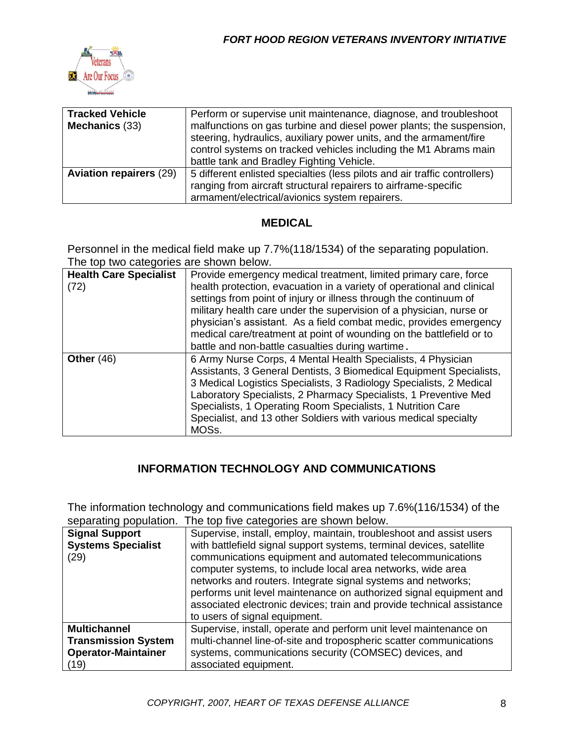| **Tracked Vehicle Mechanics** (33) | Perform or supervise unit maintenance, diagnose, and troubleshoot malfunctions on gas turbine and diesel power plants; the suspension, steering, hydraulics, auxiliary power units, and the armament/fire control systems on tracked vehicles including the M1 Abrams main battle tank and Bradley Fighting Vehicle. |
|---|---|
| **Aviation repairers** (29) | 5 different enlisted specialties (less pilots and air traffic controllers) ranging from aircraft structural repairers to airframe-specific armament/electrical/avionics system repairers. |

## MEDICAL

Personnel in the medical field make up 7.7%(118/1534) of the separating population. The top two categories are shown below.

| **Health Care Specialist** (72) | Provide emergency medical treatment, limited primary care, force health protection, evacuation in a variety of operational and clinical settings from point of injury or illness through the continuum of military health care under the supervision of a physician, nurse or physician's assistant. As a field combat medic, provides emergency medical care/treatment at point of wounding on the battlefield or to battle and non-battle casualties during wartime. |
|---|---|
| **Other** (46) | 6 Army Nurse Corps, 4 Mental Health Specialists, 4 Physician Assistants, 3 General Dentists, 3 Biomedical Equipment Specialists, 3 Medical Logistics Specialists, 3 Radiology Specialists, 2 Medical Laboratory Specialists, 2 Pharmacy Specialists, 1 Preventive Med Specialists, 1 Operating Room Specialists, 1 Nutrition Care Specialist, and 13 other Soldiers with various medical specialty MOSs. |

## INFORMATION TECHNOLOGY AND COMMUNICATIONS

The information technology and communications field makes up 7.6%(116/1534) of the separating population. The top five categories are shown below.

| **Signal Support Systems Specialist** (29) | Supervise, install, employ, maintain, troubleshoot and assist users with battlefield signal support systems, terminal devices, satellite communications equipment and automated telecommunications computer systems, to include local area networks, wide area networks and routers. Integrate signal systems and networks; performs unit level maintenance on authorized signal equipment and associated electronic devices; train and provide technical assistance to users of signal equipment. |
|---|---|
| **Multichannel Transmission System Operator-Maintainer** (19) | Supervise, install, operate and perform unit level maintenance on multi-channel line-of-site and tropospheric scatter communications systems, communications security (COMSEC) devices, and associated equipment. |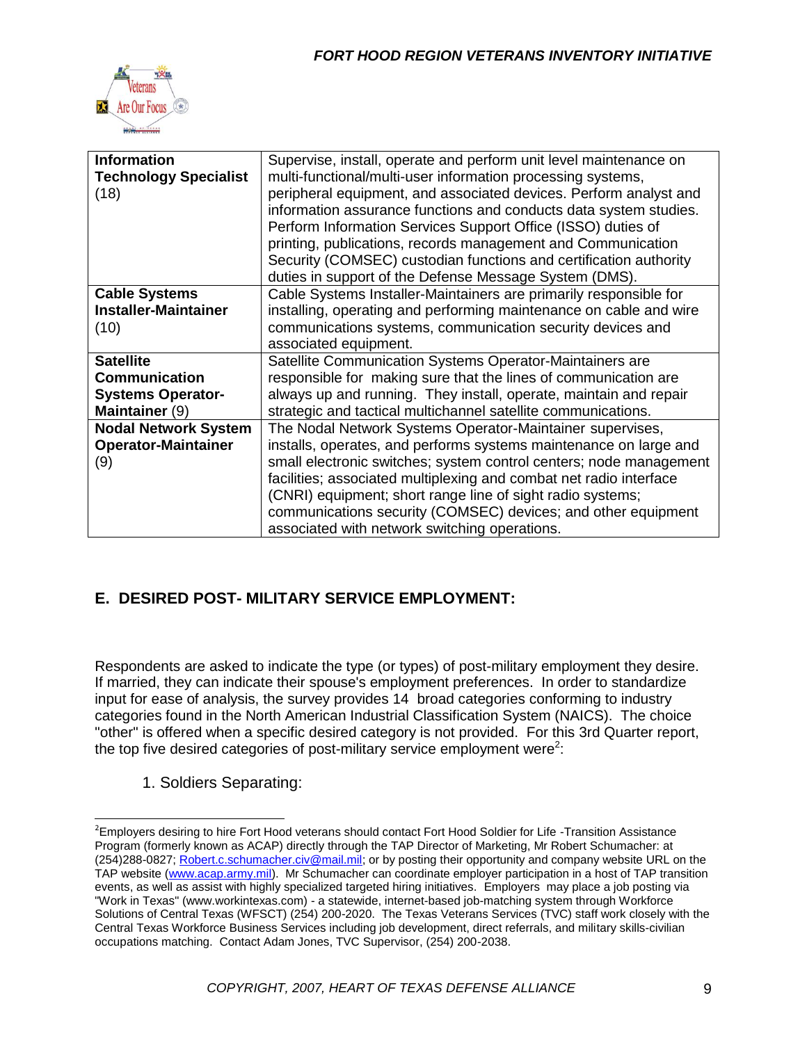| | |
|---|---|
| **Information Technology Specialist** (18) | Supervise, install, operate and perform unit level maintenance on multi-functional/multi-user information processing systems, peripheral equipment, and associated devices. Perform analyst and information assurance functions and conducts data system studies. Perform Information Services Support Office (ISSO) duties of printing, publications, records management and Communication Security (COMSEC) custodian functions and certification authority duties in support of the Defense Message System (DMS). |
| **Cable Systems Installer-Maintainer** (10) | Cable Systems Installer-Maintainers are primarily responsible for installing, operating and performing maintenance on cable and wire communications systems, communication security devices and associated equipment. |
| **Satellite Communication Systems Operator-Maintainer** (9) | Satellite Communication Systems Operator-Maintainers are responsible for making sure that the lines of communication are always up and running. They install, operate, maintain and repair strategic and tactical multichannel satellite communications. |
| **Nodal Network System Operator-Maintainer** (9) | The Nodal Network Systems Operator-Maintainer supervises, installs, operates, and performs systems maintenance on large and small electronic switches; system control centers; node management facilities; associated multiplexing and combat net radio interface (CNRI) equipment; short range line of sight radio systems; communications security (COMSEC) devices; and other equipment associated with network switching operations. |

## E. DESIRED POST- MILITARY SERVICE EMPLOYMENT:

Respondents are asked to indicate the type (or types) of post-military employment they desire. If married, they can indicate their spouse's employment preferences. In order to standardize input for ease of analysis, the survey provides 14 broad categories conforming to industry categories found in the North American Industrial Classification System (NAICS). The choice "other" is offered when a specific desired category is not provided. For this 3rd Quarter report, the top five desired categories of post-military service employment were[2]:

1. Soldiers Separating:

[2] Employers desiring to hire Fort Hood veterans should contact Fort Hood Soldier for Life -Transition Assistance Program (formerly known as ACAP) directly through the TAP Director of Marketing, Mr Robert Schumacher: at (254)288-0827; Robert.c.schumacher.civ@mail.mil; or by posting their opportunity and company website URL on the TAP website (www.acap.army.mil). Mr Schumacher can coordinate employer participation in a host of TAP transition events, as well as assist with highly specialized targeted hiring initiatives. Employers may place a job posting via "Work in Texas" (www.workintexas.com) - a statewide, internet-based job-matching system through Workforce Solutions of Central Texas (WFSCT) (254) 200-2020. The Texas Veterans Services (TVC) staff work closely with the Central Texas Workforce Business Services including job development, direct referrals, and military skills-civilian occupations matching. Contact Adam Jones, TVC Supervisor, (254) 200-2038.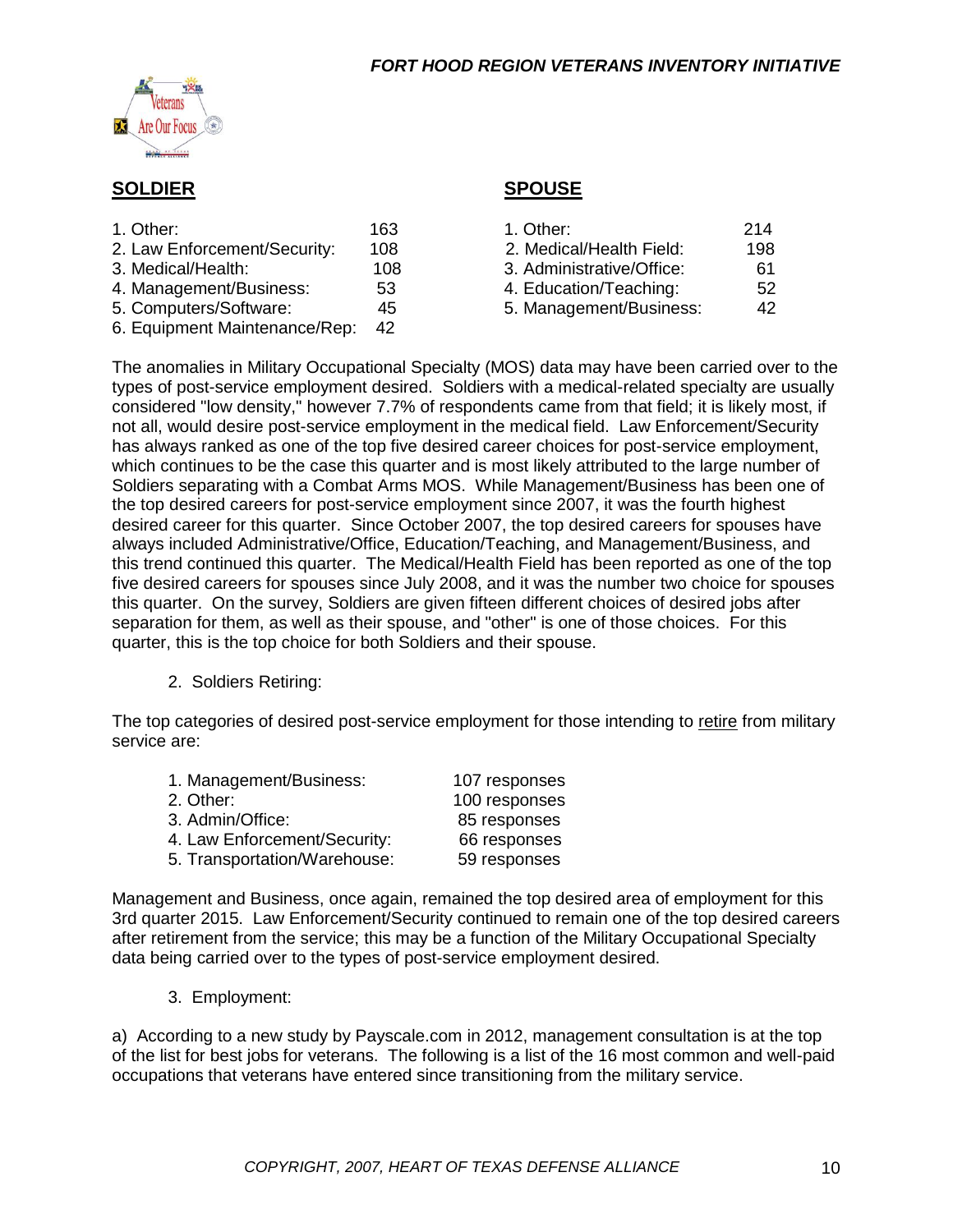**SOLDIER**

| | | |
|---|---|---|
| 1. Other: | 163 |
| 2. Law Enforcement/Security: | 108 |
| 3. Medical/Health: | 108 |
| 4. Management/Business: | 53 |
| 5. Computers/Software: | 45 |
| 6. Equipment Maintenance/Rep: | 42 |

**SPOUSE**

| | |
|---|---|
| 1. Other: | 214 |
| 2. Medical/Health Field: | 198 |
| 3. Administrative/Office: | 61 |
| 4. Education/Teaching: | 52 |
| 5. Management/Business: | 42 |

The anomalies in Military Occupational Specialty (MOS) data may have been carried over to the types of post-service employment desired. Soldiers with a medical-related specialty are usually considered "low density," however 7.7% of respondents came from that field; it is likely most, if not all, would desire post-service employment in the medical field. Law Enforcement/Security has always ranked as one of the top five desired career choices for post-service employment, which continues to be the case this quarter and is most likely attributed to the large number of Soldiers separating with a Combat Arms MOS. While Management/Business has been one of the top desired careers for post-service employment since 2007, it was the fourth highest desired career for this quarter. Since October 2007, the top desired careers for spouses have always included Administrative/Office, Education/Teaching, and Management/Business, and this trend continued this quarter. The Medical/Health Field has been reported as one of the top five desired careers for spouses since July 2008, and it was the number two choice for spouses this quarter. On the survey, Soldiers are given fifteen different choices of desired jobs after separation for them, as well as their spouse, and "other" is one of those choices. For this quarter, this is the top choice for both Soldiers and their spouse.

2. Soldiers Retiring:

The top categories of desired post-service employment for those intending to <u>retire</u> from military service are:

| | |
|---|---|
| 1. Management/Business: | 107 responses |
| 2. Other: | 100 responses |
| 3. Admin/Office: | 85 responses |
| 4. Law Enforcement/Security: | 66 responses |
| 5. Transportation/Warehouse: | 59 responses |

Management and Business, once again, remained the top desired area of employment for this 3rd quarter 2015. Law Enforcement/Security continued to remain one of the top desired careers after retirement from the service; this may be a function of the Military Occupational Specialty data being carried over to the types of post-service employment desired.

3. Employment:

a) According to a new study by Payscale.com in 2012, management consultation is at the top of the list for best jobs for veterans. The following is a list of the 16 most common and well-paid occupations that veterans have entered since transitioning from the military service.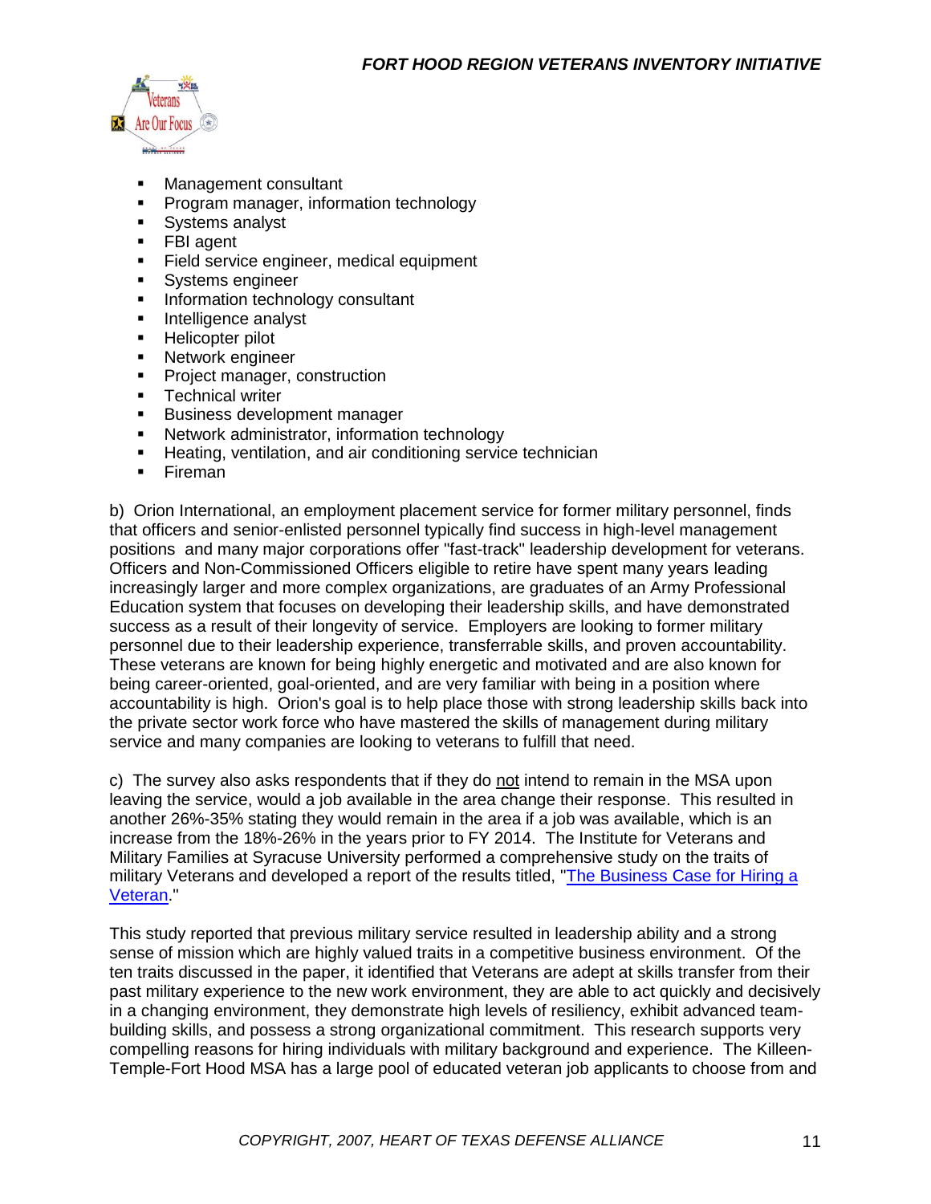- Management consultant
- Program manager, information technology
- Systems analyst
- FBI agent
- Field service engineer, medical equipment
- Systems engineer
- Information technology consultant
- Intelligence analyst
- Helicopter pilot
- Network engineer
- Project manager, construction
- Technical writer
- Business development manager
- Network administrator, information technology
- Heating, ventilation, and air conditioning service technician
- Fireman

b) Orion International, an employment placement service for former military personnel, finds that officers and senior-enlisted personnel typically find success in high-level management positions and many major corporations offer "fast-track" leadership development for veterans. Officers and Non-Commissioned Officers eligible to retire have spent many years leading increasingly larger and more complex organizations, are graduates of an Army Professional Education system that focuses on developing their leadership skills, and have demonstrated success as a result of their longevity of service. Employers are looking to former military personnel due to their leadership experience, transferrable skills, and proven accountability. These veterans are known for being highly energetic and motivated and are also known for being career-oriented, goal-oriented, and are very familiar with being in a position where accountability is high. Orion's goal is to help place those with strong leadership skills back into the private sector work force who have mastered the skills of management during military service and many companies are looking to veterans to fulfill that need.

c) The survey also asks respondents that if they do <u>not</u> intend to remain in the MSA upon leaving the service, would a job available in the area change their response. This resulted in another 26%-35% stating they would remain in the area if a job was available, which is an increase from the 18%-26% in the years prior to FY 2014. The Institute for Veterans and Military Families at Syracuse University performed a comprehensive study on the traits of military Veterans and developed a report of the results titled, "The Business Case for Hiring a Veteran."

This study reported that previous military service resulted in leadership ability and a strong sense of mission which are highly valued traits in a competitive business environment. Of the ten traits discussed in the paper, it identified that Veterans are adept at skills transfer from their past military experience to the new work environment, they are able to act quickly and decisively in a changing environment, they demonstrate high levels of resiliency, exhibit advanced team-building skills, and possess a strong organizational commitment. This research supports very compelling reasons for hiring individuals with military background and experience. The Killeen-Temple-Fort Hood MSA has a large pool of educated veteran job applicants to choose from and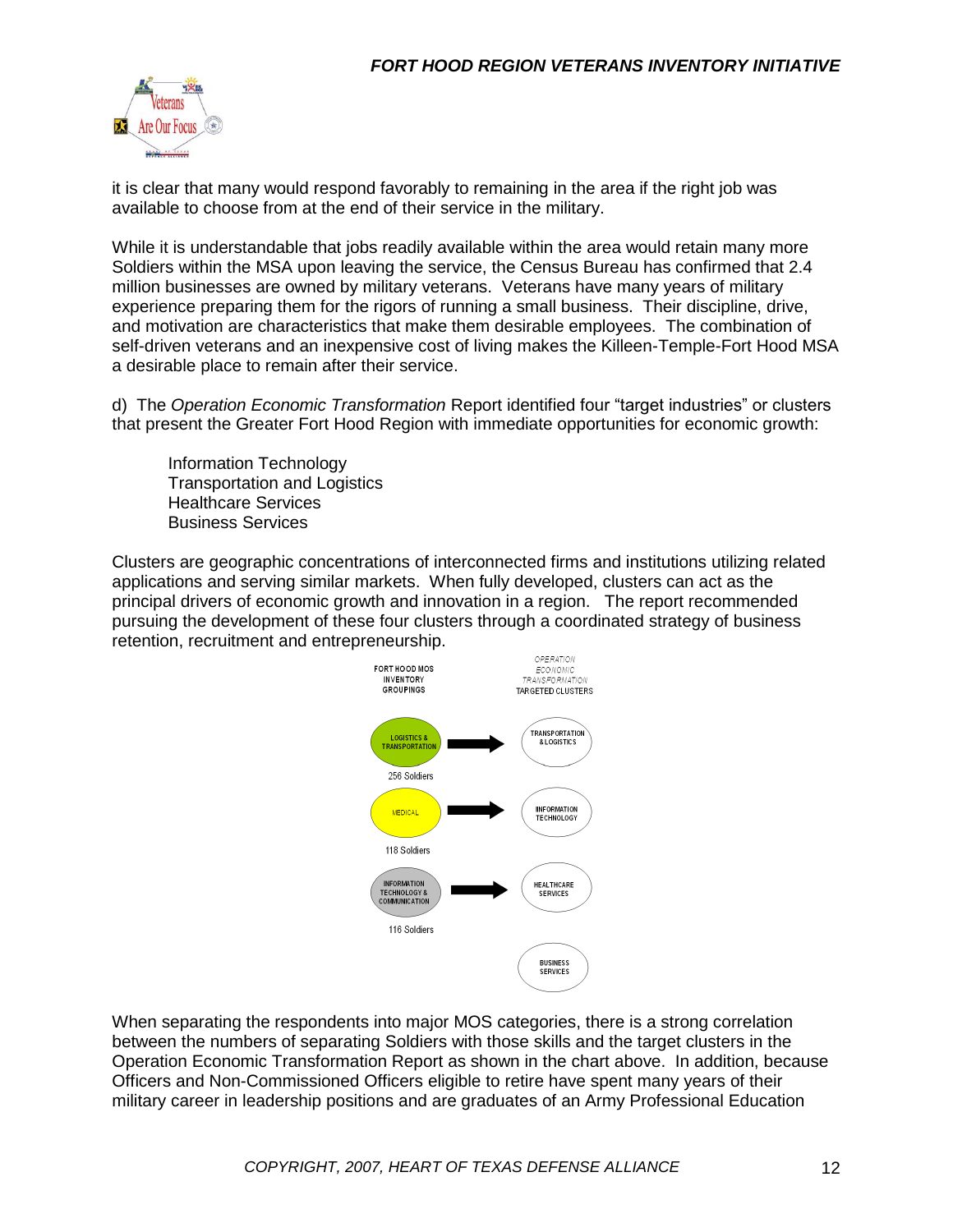it is clear that many would respond favorably to remaining in the area if the right job was available to choose from at the end of their service in the military.

While it is understandable that jobs readily available within the area would retain many more Soldiers within the MSA upon leaving the service, the Census Bureau has confirmed that 2.4 million businesses are owned by military veterans. Veterans have many years of military experience preparing them for the rigors of running a small business. Their discipline, drive, and motivation are characteristics that make them desirable employees. The combination of self-driven veterans and an inexpensive cost of living makes the Killeen-Temple-Fort Hood MSA a desirable place to remain after their service.

d) The *Operation Economic Transformation* Report identified four "target industries" or clusters that present the Greater Fort Hood Region with immediate opportunities for economic growth:

Information Technology
Transportation and Logistics
Healthcare Services
Business Services

Clusters are geographic concentrations of interconnected firms and institutions utilizing related applications and serving similar markets. When fully developed, clusters can act as the principal drivers of economic growth and innovation in a region. The report recommended pursuing the development of these four clusters through a coordinated strategy of business retention, recruitment and entrepreneurship.

FORT HOOD MOS INVENTORY GROUPINGS

*OPERATION ECONOMIC TRANSFORMATION* TARGETED CLUSTERS

LOGISTICS & TRANSPORTATION

256 Soldiers

TRANSPORTATION & LOGISTICS

MEDICAL

118 Soldiers

INFORMATION TECHNOLOGY

INFORMATION TECHNOLOGY & COMMUNICATION

116 Soldiers

HEALTHCARE SERVICES

BUSINESS SERVICES

When separating the respondents into major MOS categories, there is a strong correlation between the numbers of separating Soldiers with those skills and the target clusters in the Operation Economic Transformation Report as shown in the chart above. In addition, because Officers and Non-Commissioned Officers eligible to retire have spent many years of their military career in leadership positions and are graduates of an Army Professional Education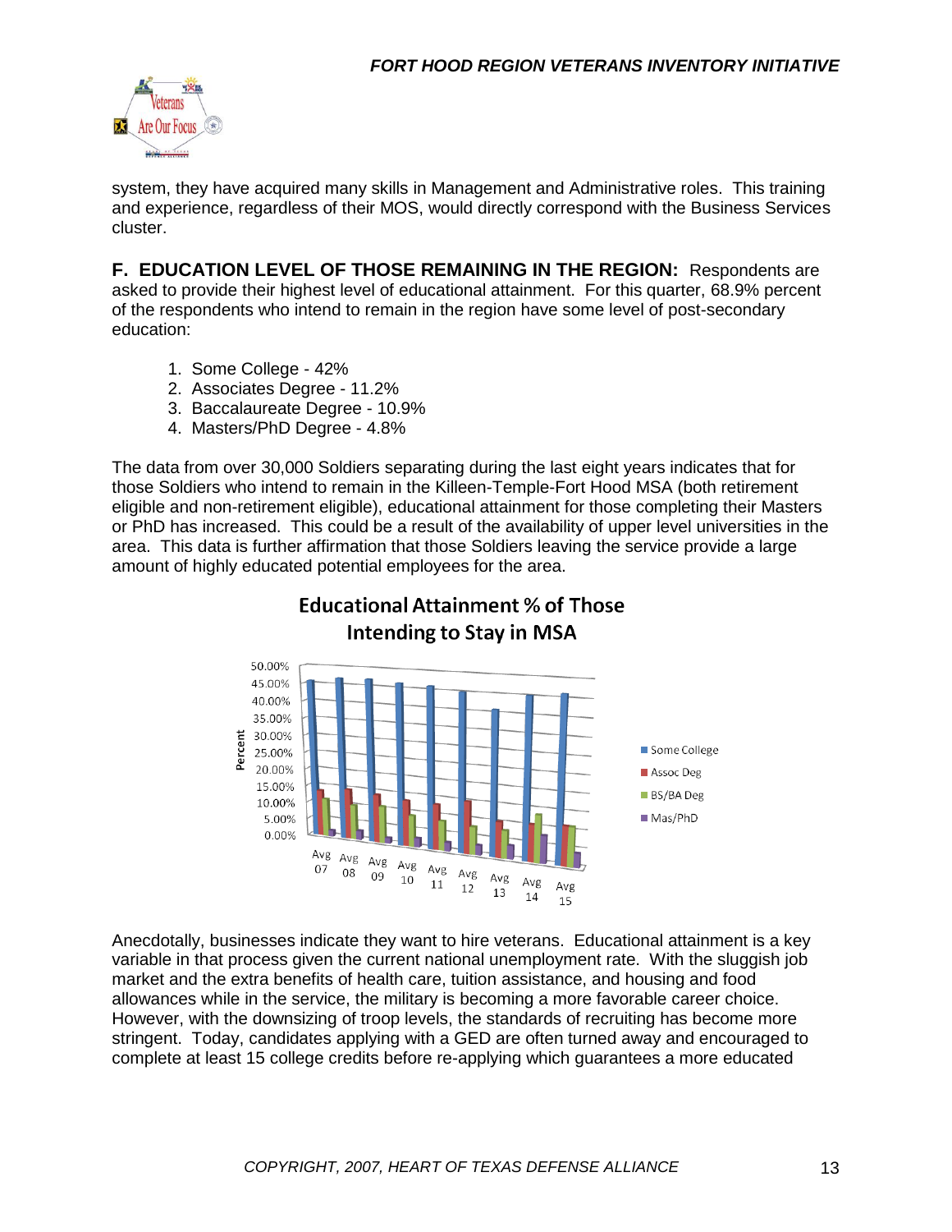system, they have acquired many skills in Management and Administrative roles. This training and experience, regardless of their MOS, would directly correspond with the Business Services cluster.

**F. EDUCATION LEVEL OF THOSE REMAINING IN THE REGION:** Respondents are asked to provide their highest level of educational attainment. For this quarter, 68.9% percent of the respondents who intend to remain in the region have some level of post-secondary education:

1. Some College - 42%
2. Associates Degree - 11.2%
3. Baccalaureate Degree - 10.9%
4. Masters/PhD Degree - 4.8%

The data from over 30,000 Soldiers separating during the last eight years indicates that for those Soldiers who intend to remain in the Killeen-Temple-Fort Hood MSA (both retirement eligible and non-retirement eligible), educational attainment for those completing their Masters or PhD has increased. This could be a result of the availability of upper level universities in the area. This data is further affirmation that those Soldiers leaving the service provide a large amount of highly educated potential employees for the area.

**Educational Attainment % of Those Intending to Stay in MSA**

Anecdotally, businesses indicate they want to hire veterans. Educational attainment is a key variable in that process given the current national unemployment rate. With the sluggish job market and the extra benefits of health care, tuition assistance, and housing and food allowances while in the service, the military is becoming a more favorable career choice. However, with the downsizing of troop levels, the standards of recruiting has become more stringent. Today, candidates applying with a GED are often turned away and encouraged to complete at least 15 college credits before re-applying which guarantees a more educated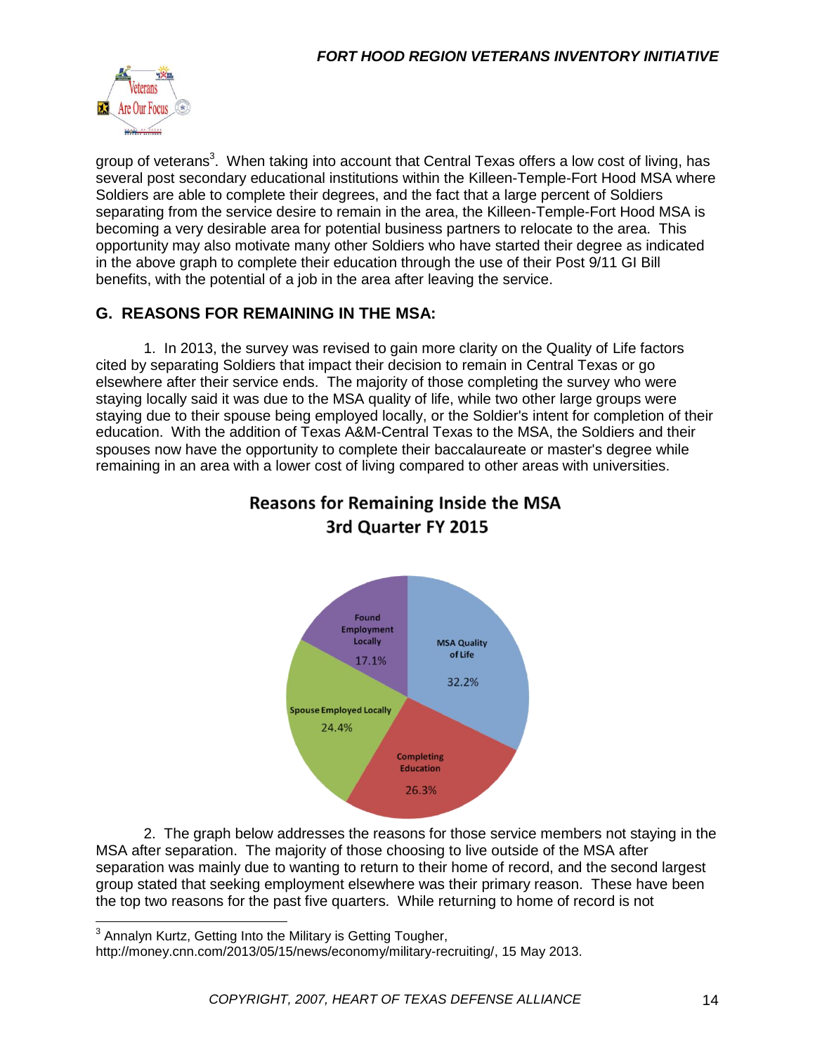group of veterans[3]. When taking into account that Central Texas offers a low cost of living, has several post secondary educational institutions within the Killeen-Temple-Fort Hood MSA where Soldiers are able to complete their degrees, and the fact that a large percent of Soldiers separating from the service desire to remain in the area, the Killeen-Temple-Fort Hood MSA is becoming a very desirable area for potential business partners to relocate to the area. This opportunity may also motivate many other Soldiers who have started their degree as indicated in the above graph to complete their education through the use of their Post 9/11 GI Bill benefits, with the potential of a job in the area after leaving the service.

## G. REASONS FOR REMAINING IN THE MSA:

1. In 2013, the survey was revised to gain more clarity on the Quality of Life factors cited by separating Soldiers that impact their decision to remain in Central Texas or go elsewhere after their service ends. The majority of those completing the survey who were staying locally said it was due to the MSA quality of life, while two other large groups were staying due to their spouse being employed locally, or the Soldier's intent for completion of their education. With the addition of Texas A&M-Central Texas to the MSA, the Soldiers and their spouses now have the opportunity to complete their baccalaureate or master's degree while remaining in an area with a lower cost of living compared to other areas with universities.

Reasons for Remaining Inside the MSA
3rd Quarter FY 2015

MSA Quality of Life 32.2%
Completing Education 26.3%
Spouse Employed Locally 24.4%
Found Employment Locally 17.1%

2. The graph below addresses the reasons for those service members not staying in the MSA after separation. The majority of those choosing to live outside of the MSA after separation was mainly due to wanting to return to their home of record, and the second largest group stated that seeking employment elsewhere was their primary reason. These have been the top two reasons for the past five quarters. While returning to home of record is not

[3] Annalyn Kurtz, Getting Into the Military is Getting Tougher, http://money.cnn.com/2013/05/15/news/economy/military-recruiting/, 15 May 2013.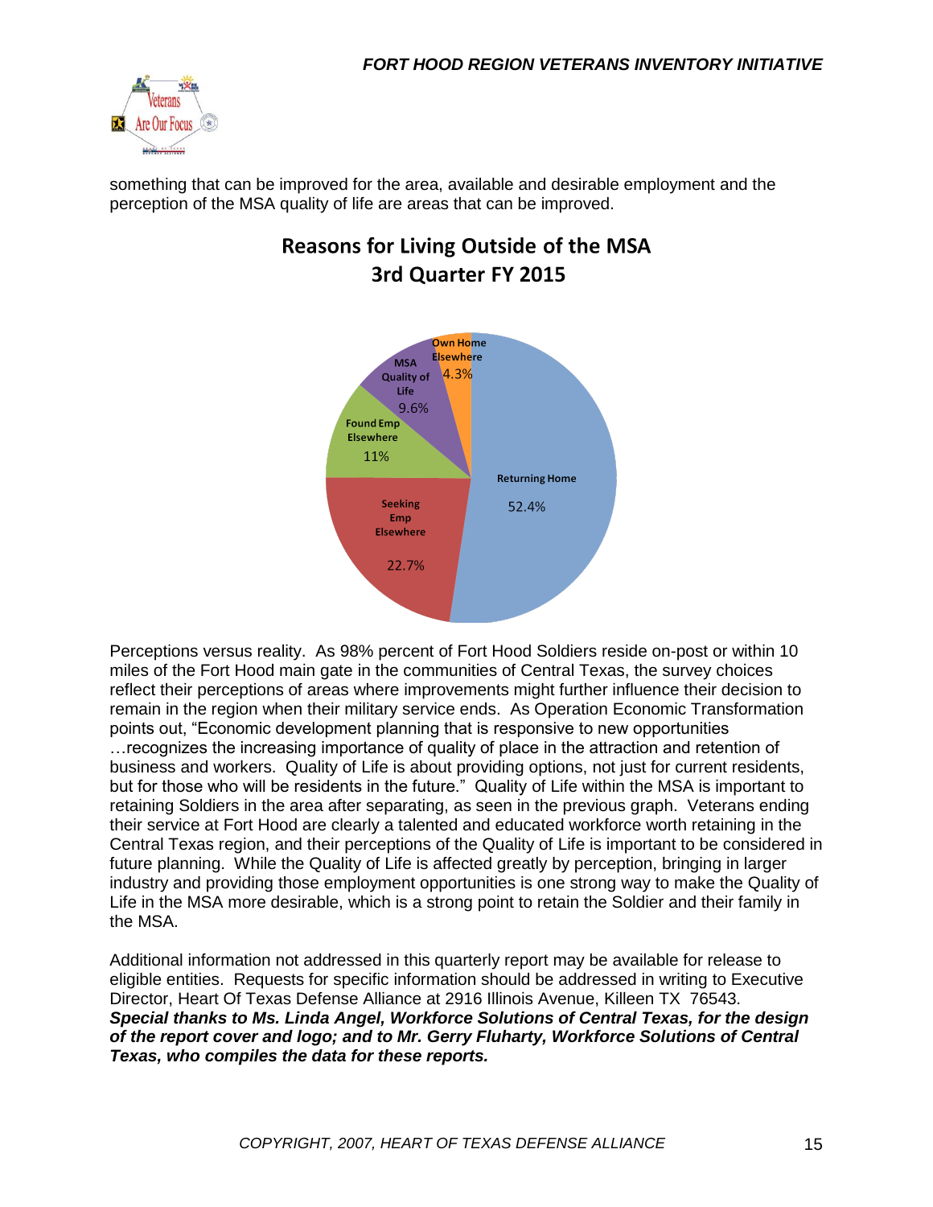something that can be improved for the area, available and desirable employment and the perception of the MSA quality of life are areas that can be improved.

**Reasons for Living Outside of the MSA**
**3rd Quarter FY 2015**

Own Home Elsewhere
4.3%
MSA Quality of Life
9.6%
Found Emp Elsewhere
11%
Seeking Emp Elsewhere
22.7%
Returning Home
52.4%

Perceptions versus reality. As 98% percent of Fort Hood Soldiers reside on-post or within 10 miles of the Fort Hood main gate in the communities of Central Texas, the survey choices reflect their perceptions of areas where improvements might further influence their decision to remain in the region when their military service ends. As Operation Economic Transformation points out, "Economic development planning that is responsive to new opportunities …recognizes the increasing importance of quality of place in the attraction and retention of business and workers. Quality of Life is about providing options, not just for current residents, but for those who will be residents in the future." Quality of Life within the MSA is important to retaining Soldiers in the area after separating, as seen in the previous graph. Veterans ending their service at Fort Hood are clearly a talented and educated workforce worth retaining in the Central Texas region, and their perceptions of the Quality of Life is important to be considered in future planning. While the Quality of Life is affected greatly by perception, bringing in larger industry and providing those employment opportunities is one strong way to make the Quality of Life in the MSA more desirable, which is a strong point to retain the Soldier and their family in the MSA.

Additional information not addressed in this quarterly report may be available for release to eligible entities. Requests for specific information should be addressed in writing to Executive Director, Heart Of Texas Defense Alliance at 2916 Illinois Avenue, Killeen TX 76543. ***Special thanks to Ms. Linda Angel, Workforce Solutions of Central Texas, for the design of the report cover and logo; and to Mr. Gerry Fluharty, Workforce Solutions of Central Texas, who compiles the data for these reports.***